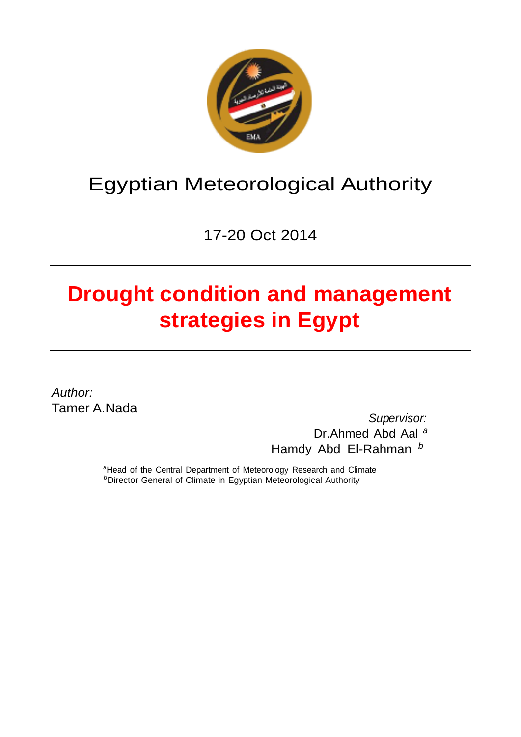Egyptian Meteorological Authority

17-20 Oct 2014

# Drought condition and management strategies in Egypt

*Author:*
Tamer A.Nada

*Supervisor:*
Dr.Ahmed Abd Aal [a]
Hamdy Abd El-Rahman [b]

[a]Head of the Central Department of Meteorology Research and Climate
[b]Director General of Climate in Egyptian Meteorological Authority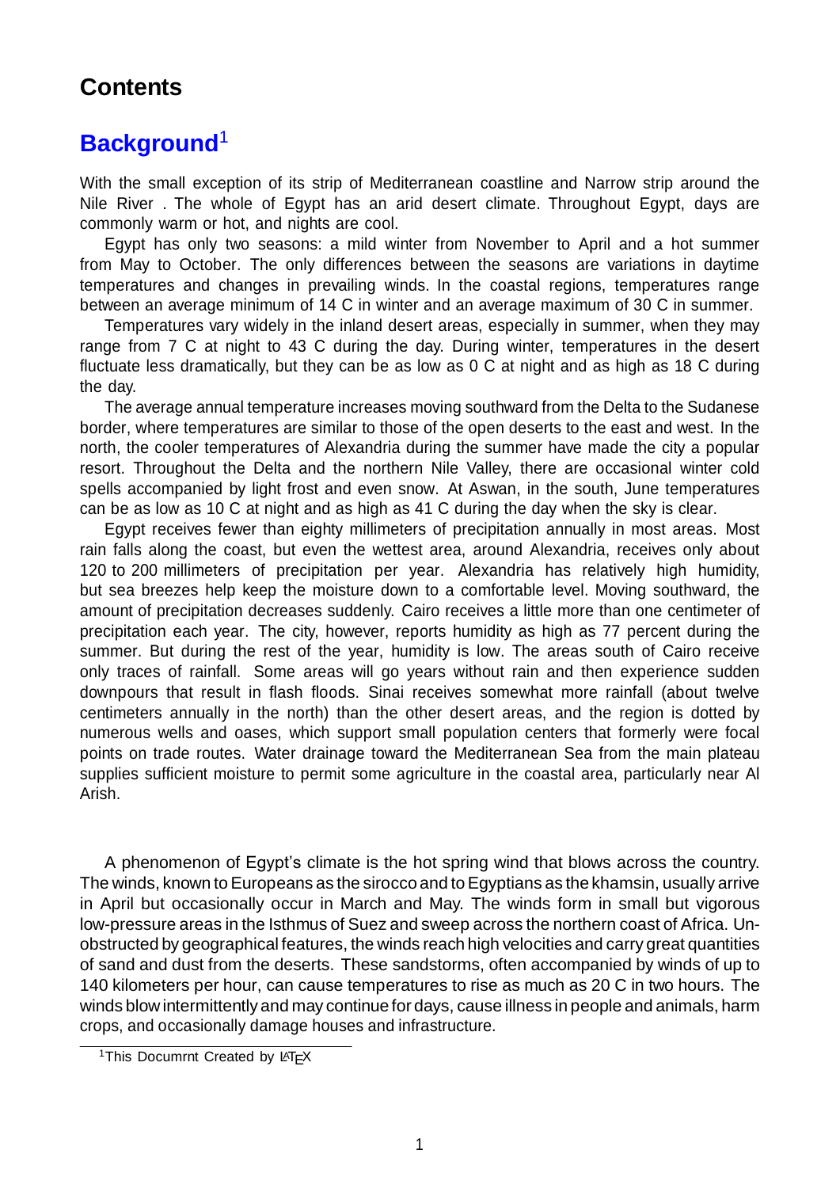## Contents

# Background[1]

With the small exception of its strip of Mediterranean coastline and Narrow strip around the Nile River . The whole of Egypt has an arid desert climate. Throughout Egypt, days are commonly warm or hot, and nights are cool.

Egypt has only two seasons: a mild winter from November to April and a hot summer from May to October. The only differences between the seasons are variations in daytime temperatures and changes in prevailing winds. In the coastal regions, temperatures range between an average minimum of 14 C in winter and an average maximum of 30 C in summer.

Temperatures vary widely in the inland desert areas, especially in summer, when they may range from 7 C at night to 43 C during the day. During winter, temperatures in the desert fluctuate less dramatically, but they can be as low as 0 C at night and as high as 18 C during the day.

The average annual temperature increases moving southward from the Delta to the Sudanese border, where temperatures are similar to those of the open deserts to the east and west. In the north, the cooler temperatures of Alexandria during the summer have made the city a popular resort. Throughout the Delta and the northern Nile Valley, there are occasional winter cold spells accompanied by light frost and even snow. At Aswan, in the south, June temperatures can be as low as 10 C at night and as high as 41 C during the day when the sky is clear.

Egypt receives fewer than eighty millimeters of precipitation annually in most areas. Most rain falls along the coast, but even the wettest area, around Alexandria, receives only about 120 to 200 millimeters of precipitation per year. Alexandria has relatively high humidity, but sea breezes help keep the moisture down to a comfortable level. Moving southward, the amount of precipitation decreases suddenly. Cairo receives a little more than one centimeter of precipitation each year. The city, however, reports humidity as high as 77 percent during the summer. But during the rest of the year, humidity is low. The areas south of Cairo receive only traces of rainfall. Some areas will go years without rain and then experience sudden downpours that result in flash floods. Sinai receives somewhat more rainfall (about twelve centimeters annually in the north) than the other desert areas, and the region is dotted by numerous wells and oases, which support small population centers that formerly were focal points on trade routes. Water drainage toward the Mediterranean Sea from the main plateau supplies sufficient moisture to permit some agriculture in the coastal area, particularly near Al Arish.

A phenomenon of Egypt's climate is the hot spring wind that blows across the country. The winds, known to Europeans as the sirocco and to Egyptians as the khamsin, usually arrive in April but occasionally occur in March and May. The winds form in small but vigorous low-pressure areas in the Isthmus of Suez and sweep across the northern coast of Africa. Unobstructed by geographical features, the winds reach high velocities and carry great quantities of sand and dust from the deserts. These sandstorms, often accompanied by winds of up to 140 kilometers per hour, can cause temperatures to rise as much as 20 C in two hours. The winds blow intermittently and may continue for days, cause illness in people and animals, harm crops, and occasionally damage houses and infrastructure.

[1] This Documrnt Created by LaTeX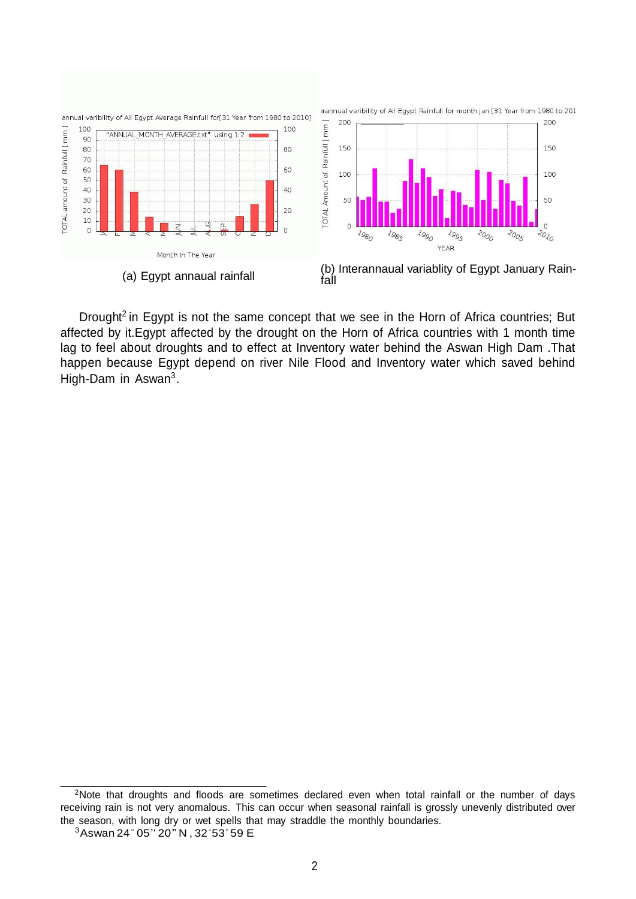(a) Egypt annaual rainfall

(b) Interannaual variablity of Egypt January Rainfall

Drought[2] in Egypt is not the same concept that we see in the Horn of Africa countries; But affected by it.Egypt affected by the drought on the Horn of Africa countries with 1 month time lag to feel about droughts and to effect at Inventory water behind the Aswan High Dam .That happen because Egypt depend on river Nile Flood and Inventory water which saved behind High-Dam in Aswan[3].

[2]Note that droughts and floods are sometimes declared even when total rainfall or the number of days receiving rain is not very anomalous. This can occur when seasonal rainfall is grossly unevenly distributed over the season, with long dry or wet spells that may straddle the monthly boundaries.

[3]Aswan 24°05''20" N , 32°53'59 E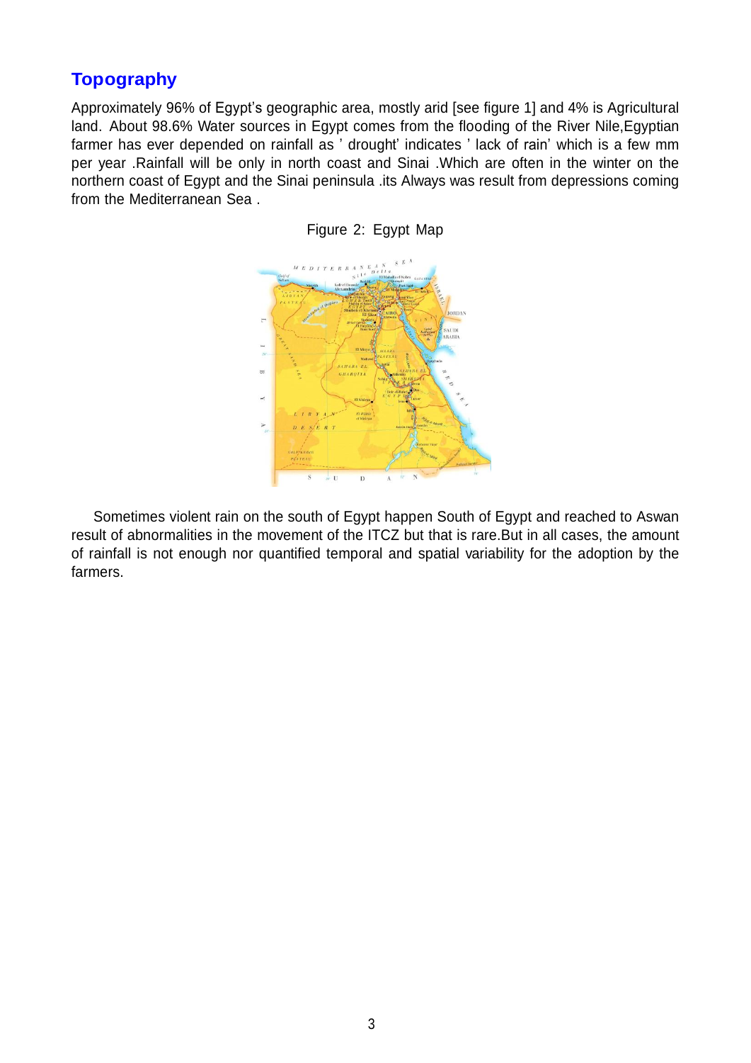## Topography

Approximately 96% of Egypt's geographic area, mostly arid [see figure 1] and 4% is Agricultural land. About 98.6% Water sources in Egypt comes from the flooding of the River Nile,Egyptian farmer has ever depended on rainfall as ' drought' indicates ' lack of rain' which is a few mm per year .Rainfall will be only in north coast and Sinai .Which are often in the winter on the northern coast of Egypt and the Sinai peninsula .its Always was result from depressions coming from the Mediterranean Sea .

Figure 2: Egypt Map

Sometimes violent rain on the south of Egypt happen South of Egypt and reached to Aswan result of abnormalities in the movement of the ITCZ but that is rare.But in all cases, the amount of rainfall is not enough nor quantified temporal and spatial variability for the adoption by the farmers.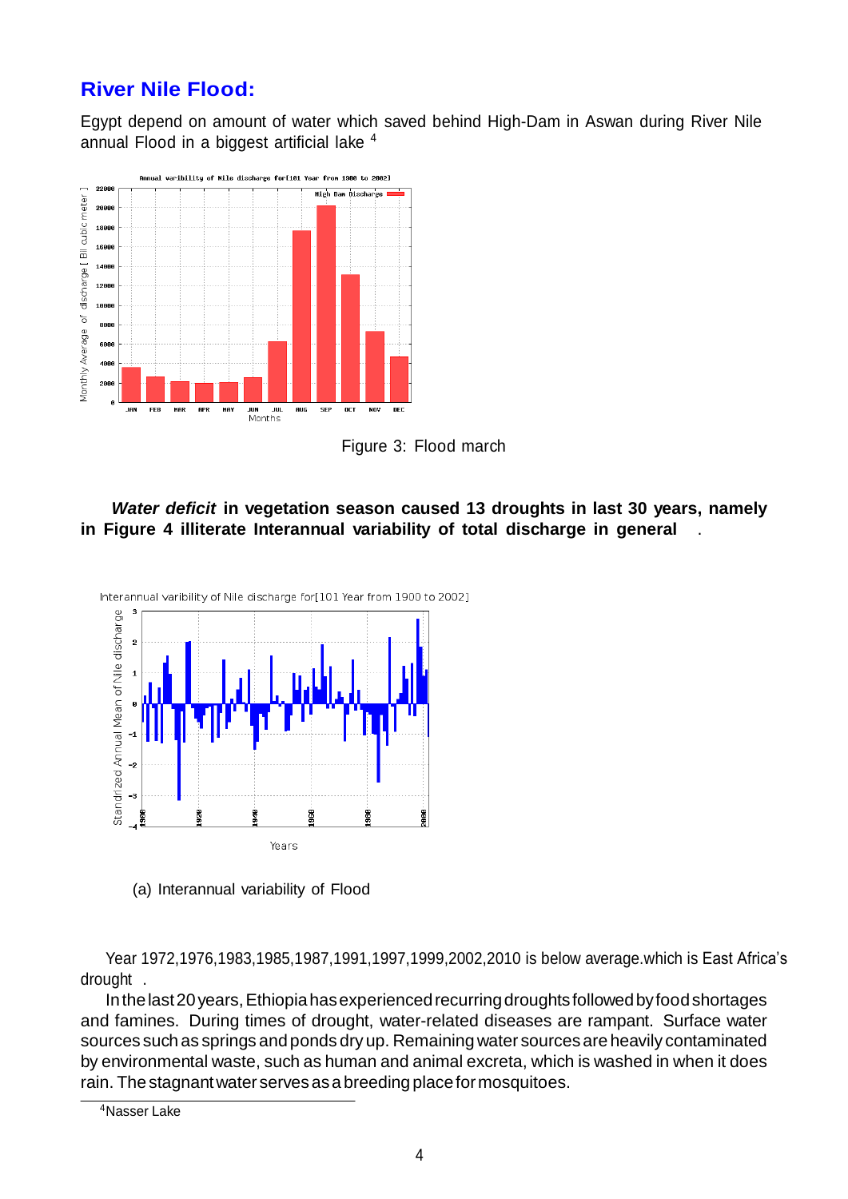## River Nile Flood:

Egypt depend on amount of water which saved behind High-Dam in Aswan during River Nile annual Flood in a biggest artificial lake [4]

Figure 3: Flood march

***Water deficit*** **in vegetation season caused 13 droughts in last 30 years, namely in Figure 4 illiterate Interannual variability of total discharge in general** .

(a) Interannual variability of Flood

Year 1972,1976,1983,1985,1987,1991,1997,1999,2002,2010 is below average.which is East Africa's drought .

In the last 20 years, Ethiopia has experienced recurring droughts followed by food shortages and famines. During times of drought, water-related diseases are rampant. Surface water sources such as springs and ponds dry up. Remaining water sources are heavily contaminated by environmental waste, such as human and animal excreta, which is washed in when it does rain. The stagnant water serves as a breeding place for mosquitoes.

---

[4] Nasser Lake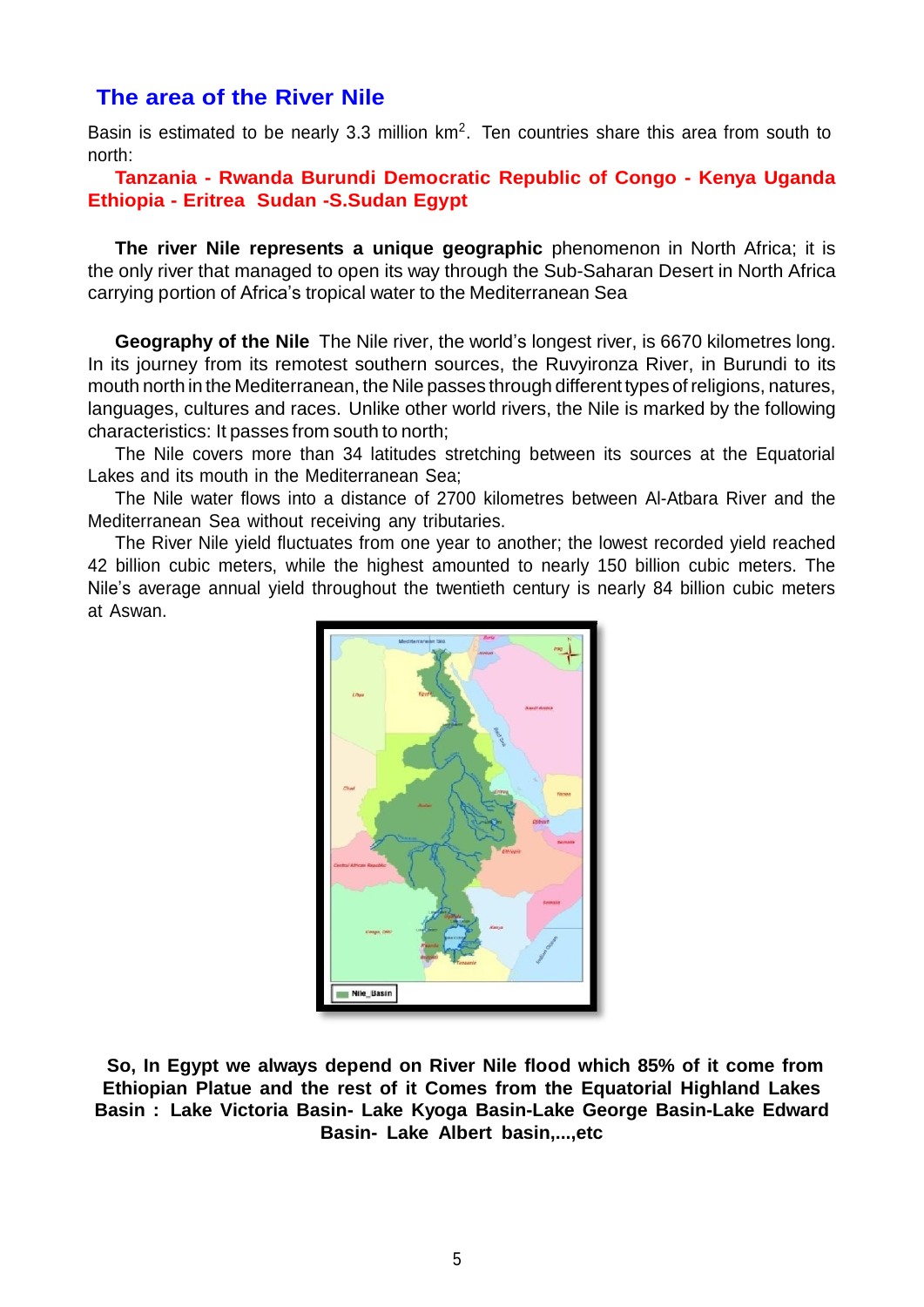## The area of the River Nile

Basin is estimated to be nearly 3.3 million $km^2$. Ten countries share this area from south to north:

**Tanzania - Rwanda Burundi Democratic Republic of Congo - Kenya Uganda Ethiopia - Eritrea Sudan -S.Sudan Egypt**

**The river Nile represents a unique geographic** phenomenon in North Africa; it is the only river that managed to open its way through the Sub-Saharan Desert in North Africa carrying portion of Africa's tropical water to the Mediterranean Sea

**Geography of the Nile** The Nile river, the world's longest river, is 6670 kilometres long. In its journey from its remotest southern sources, the Ruvyironza River, in Burundi to its mouth north in the Mediterranean, the Nile passes through different types of religions, natures, languages, cultures and races. Unlike other world rivers, the Nile is marked by the following characteristics: It passes from south to north;

The Nile covers more than 34 latitudes stretching between its sources at the Equatorial Lakes and its mouth in the Mediterranean Sea;

The Nile water flows into a distance of 2700 kilometres between Al-Atbara River and the Mediterranean Sea without receiving any tributaries.

The River Nile yield fluctuates from one year to another; the lowest recorded yield reached 42 billion cubic meters, while the highest amounted to nearly 150 billion cubic meters. The Nile's average annual yield throughout the twentieth century is nearly 84 billion cubic meters at Aswan.

**So, In Egypt we always depend on River Nile flood which 85% of it come from Ethiopian Platue and the rest of it Comes from the Equatorial Highland Lakes Basin : Lake Victoria Basin- Lake Kyoga Basin-Lake George Basin-Lake Edward Basin- Lake Albert basin,...,etc**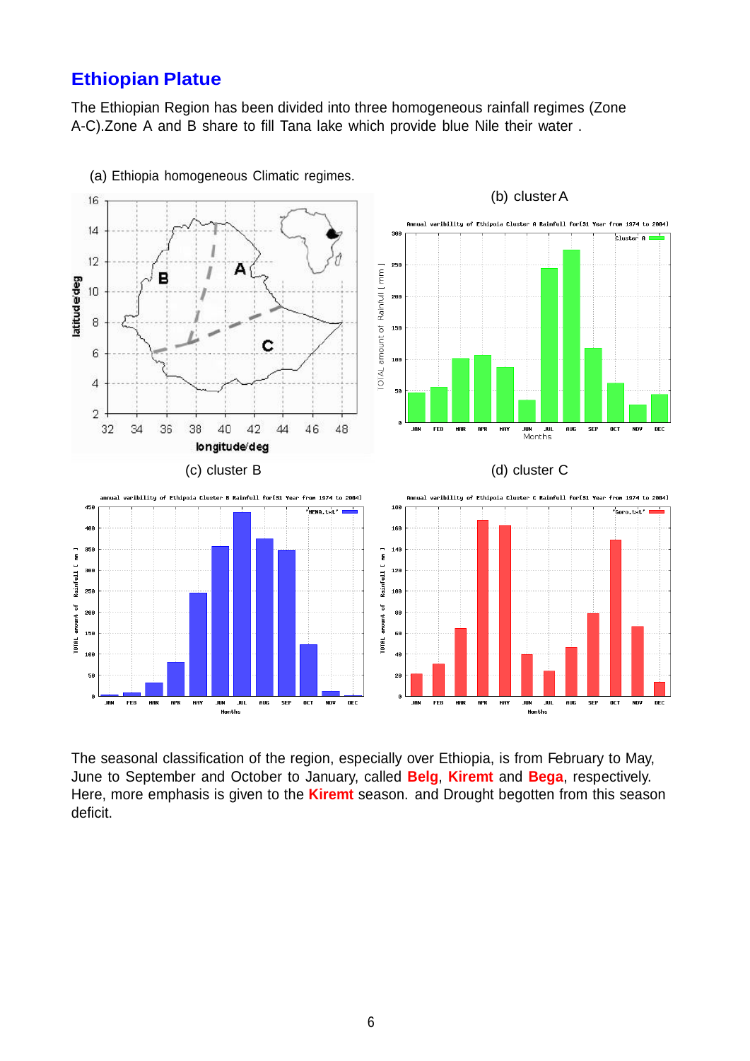## Ethiopian Platue

The Ethiopian Region has been divided into three homogeneous rainfall regimes (Zone A-C).Zone A and B share to fill Tana lake which provide blue Nile their water .

(a) Ethiopia homogeneous Climatic regimes.

(b) cluster A

(c) cluster B

(d) cluster C

The seasonal classification of the region, especially over Ethiopia, is from February to May, June to September and October to January, called **Belg**, **Kiremt** and **Bega**, respectively. Here, more emphasis is given to the **Kiremt** season. and Drought begotten from this season deficit.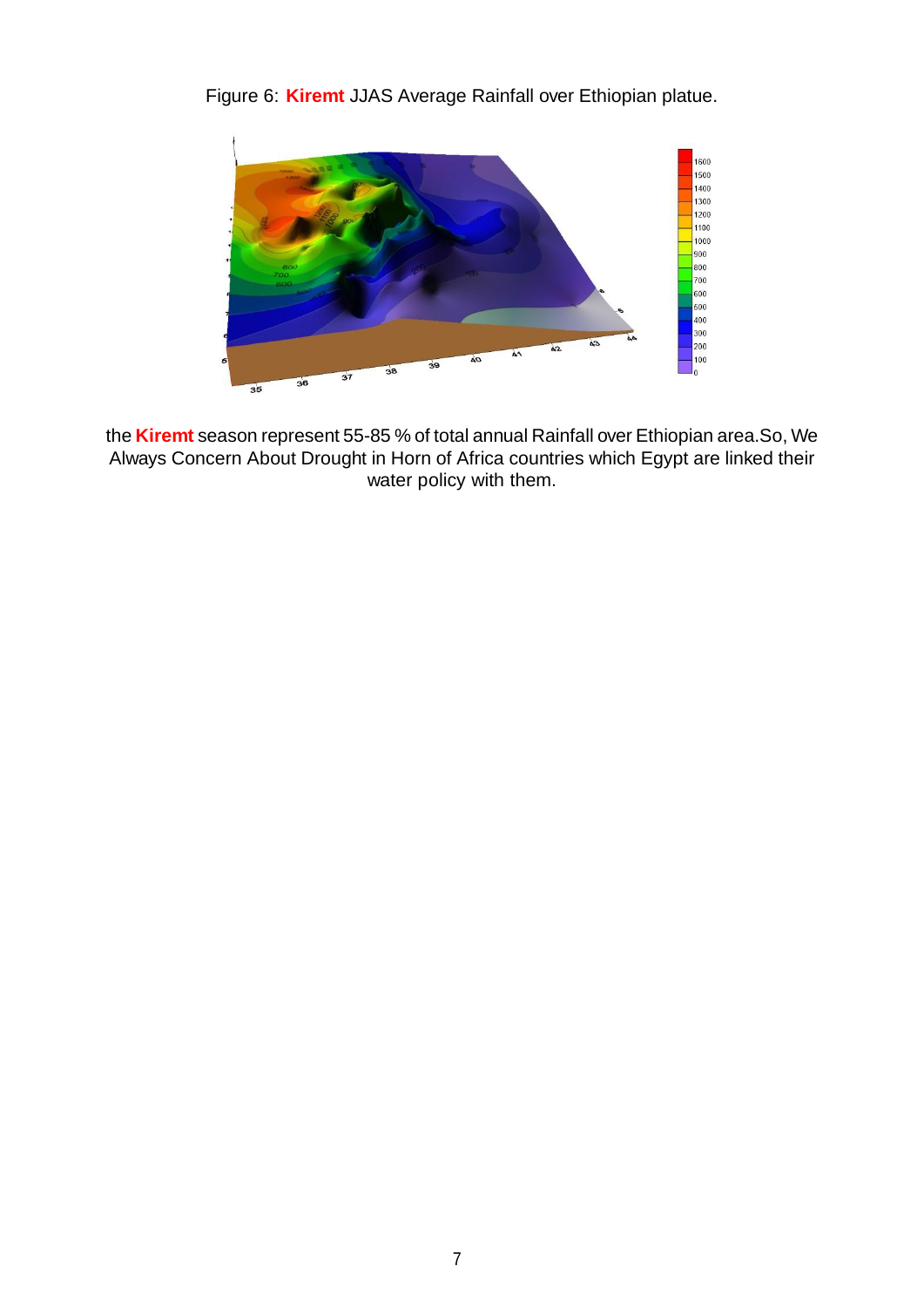Figure 6: **Kiremt** JJAS Average Rainfall over Ethiopian platue.

the **Kiremt** season represent 55-85 % of total annual Rainfall over Ethiopian area.So, We Always Concern About Drought in Horn of Africa countries which Egypt are linked their water policy with them.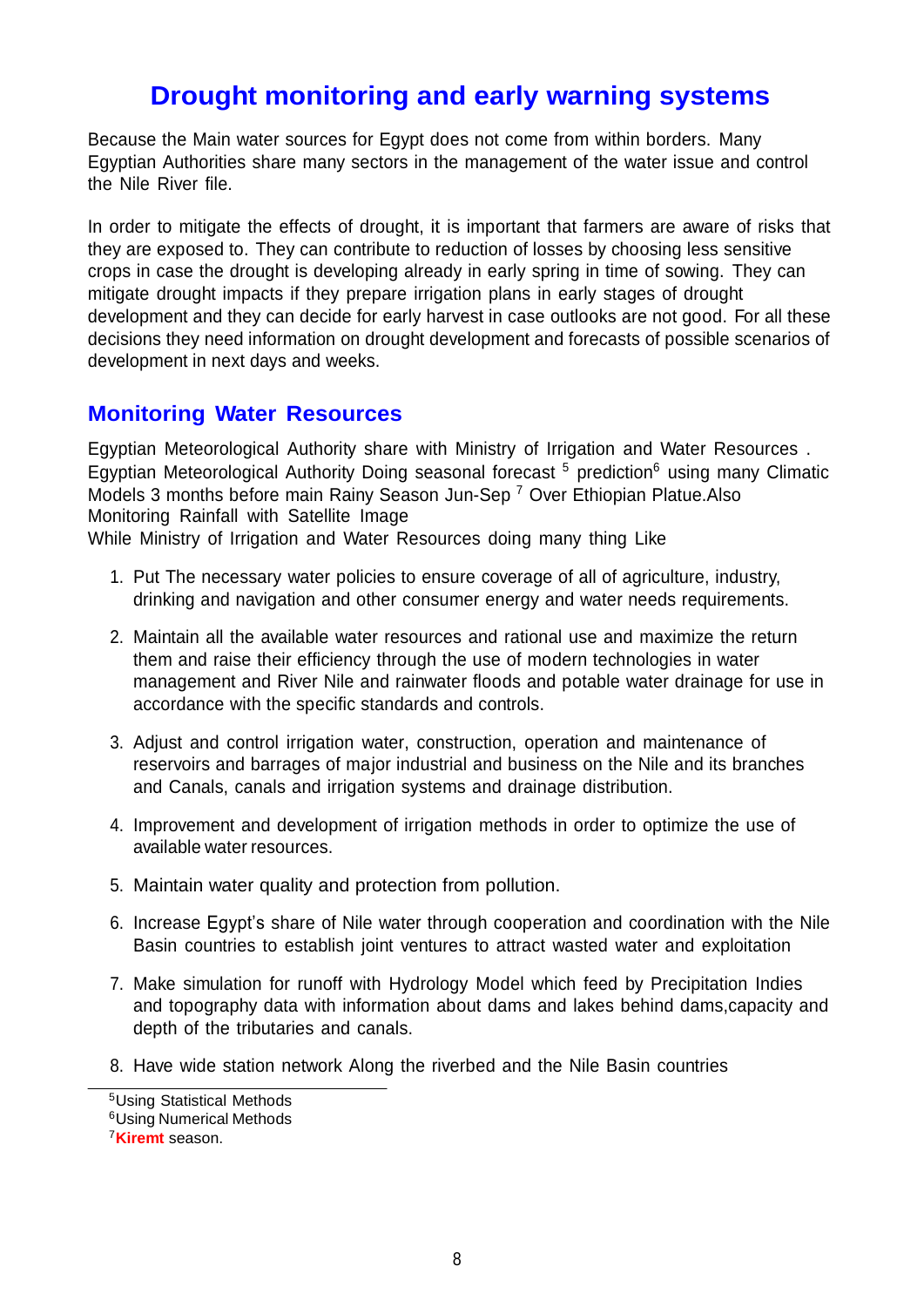# Drought monitoring and early warning systems

Because the Main water sources for Egypt does not come from within borders. Many Egyptian Authorities share many sectors in the management of the water issue and control the Nile River file.

In order to mitigate the effects of drought, it is important that farmers are aware of risks that they are exposed to. They can contribute to reduction of losses by choosing less sensitive crops in case the drought is developing already in early spring in time of sowing. They can mitigate drought impacts if they prepare irrigation plans in early stages of drought development and they can decide for early harvest in case outlooks are not good. For all these decisions they need information on drought development and forecasts of possible scenarios of development in next days and weeks.

## Monitoring Water Resources

Egyptian Meteorological Authority share with Ministry of Irrigation and Water Resources . Egyptian Meteorological Authority Doing seasonal forecast [5] prediction[6] using many Climatic Models 3 months before main Rainy Season Jun-Sep [7] Over Ethiopian Platue.Also Monitoring Rainfall with Satellite Image

While Ministry of Irrigation and Water Resources doing many thing Like

1. Put The necessary water policies to ensure coverage of all of agriculture, industry, drinking and navigation and other consumer energy and water needs requirements.
2. Maintain all the available water resources and rational use and maximize the return them and raise their efficiency through the use of modern technologies in water management and River Nile and rainwater floods and potable water drainage for use in accordance with the specific standards and controls.
3. Adjust and control irrigation water, construction, operation and maintenance of reservoirs and barrages of major industrial and business on the Nile and its branches and Canals, canals and irrigation systems and drainage distribution.
4. Improvement and development of irrigation methods in order to optimize the use of available water resources.
5. Maintain water quality and protection from pollution.
6. Increase Egypt's share of Nile water through cooperation and coordination with the Nile Basin countries to establish joint ventures to attract wasted water and exploitation
7. Make simulation for runoff with Hydrology Model which feed by Precipitation Indies and topography data with information about dams and lakes behind dams,capacity and depth of the tributaries and canals.
8. Have wide station network Along the riverbed and the Nile Basin countries

---

[5] Using Statistical Methods

[6] Using Numerical Methods

[7] **Kiremt** season.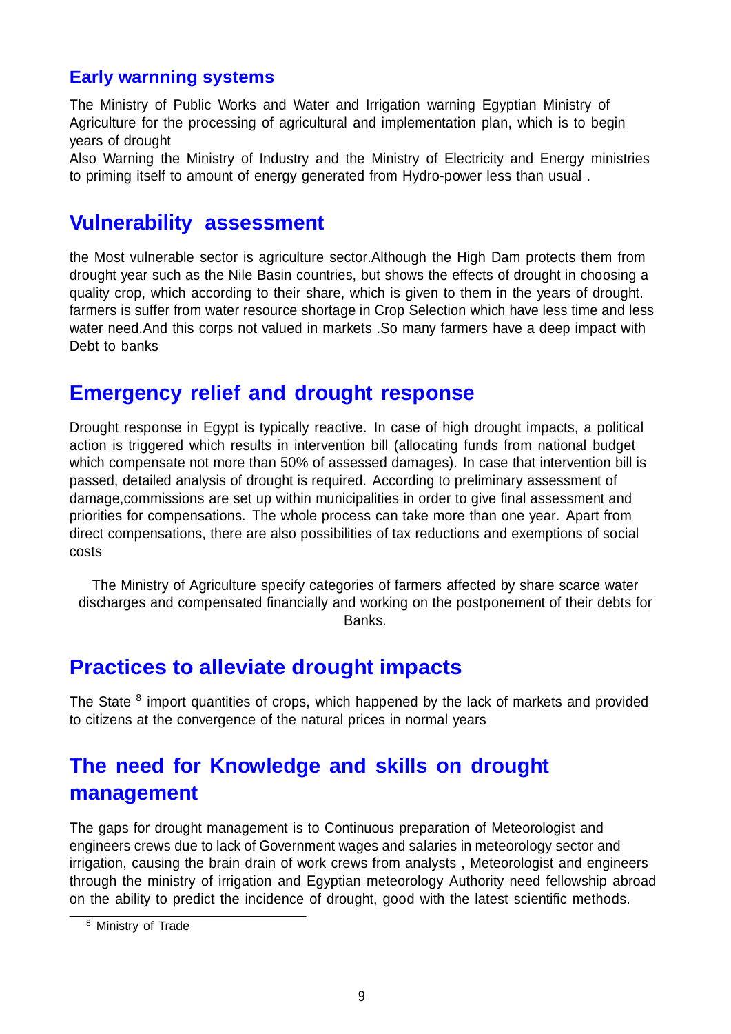## Early warnning systems

The Ministry of Public Works and Water and Irrigation warning Egyptian Ministry of Agriculture for the processing of agricultural and implementation plan, which is to begin years of drought

Also Warning the Ministry of Industry and the Ministry of Electricity and Energy ministries to priming itself to amount of energy generated from Hydro-power less than usual .

## Vulnerability assessment

the Most vulnerable sector is agriculture sector.Although the High Dam protects them from drought year such as the Nile Basin countries, but shows the effects of drought in choosing a quality crop, which according to their share, which is given to them in the years of drought. farmers is suffer from water resource shortage in Crop Selection which have less time and less water need.And this corps not valued in markets .So many farmers have a deep impact with Debt to banks

## Emergency relief and drought response

Drought response in Egypt is typically reactive. In case of high drought impacts, a political action is triggered which results in intervention bill (allocating funds from national budget which compensate not more than 50% of assessed damages). In case that intervention bill is passed, detailed analysis of drought is required. According to preliminary assessment of damage,commissions are set up within municipalities in order to give final assessment and priorities for compensations. The whole process can take more than one year. Apart from direct compensations, there are also possibilities of tax reductions and exemptions of social costs

The Ministry of Agriculture specify categories of farmers affected by share scarce water discharges and compensated financially and working on the postponement of their debts for Banks.

## Practices to alleviate drought impacts

The State [8] import quantities of crops, which happened by the lack of markets and provided to citizens at the convergence of the natural prices in normal years

## The need for Knowledge and skills on drought management

The gaps for drought management is to Continuous preparation of Meteorologist and engineers crews due to lack of Government wages and salaries in meteorology sector and irrigation, causing the brain drain of work crews from analysts , Meteorologist and engineers through the ministry of irrigation and Egyptian meteorology Authority need fellowship abroad on the ability to predict the incidence of drought, good with the latest scientific methods.

[8] Ministry of Trade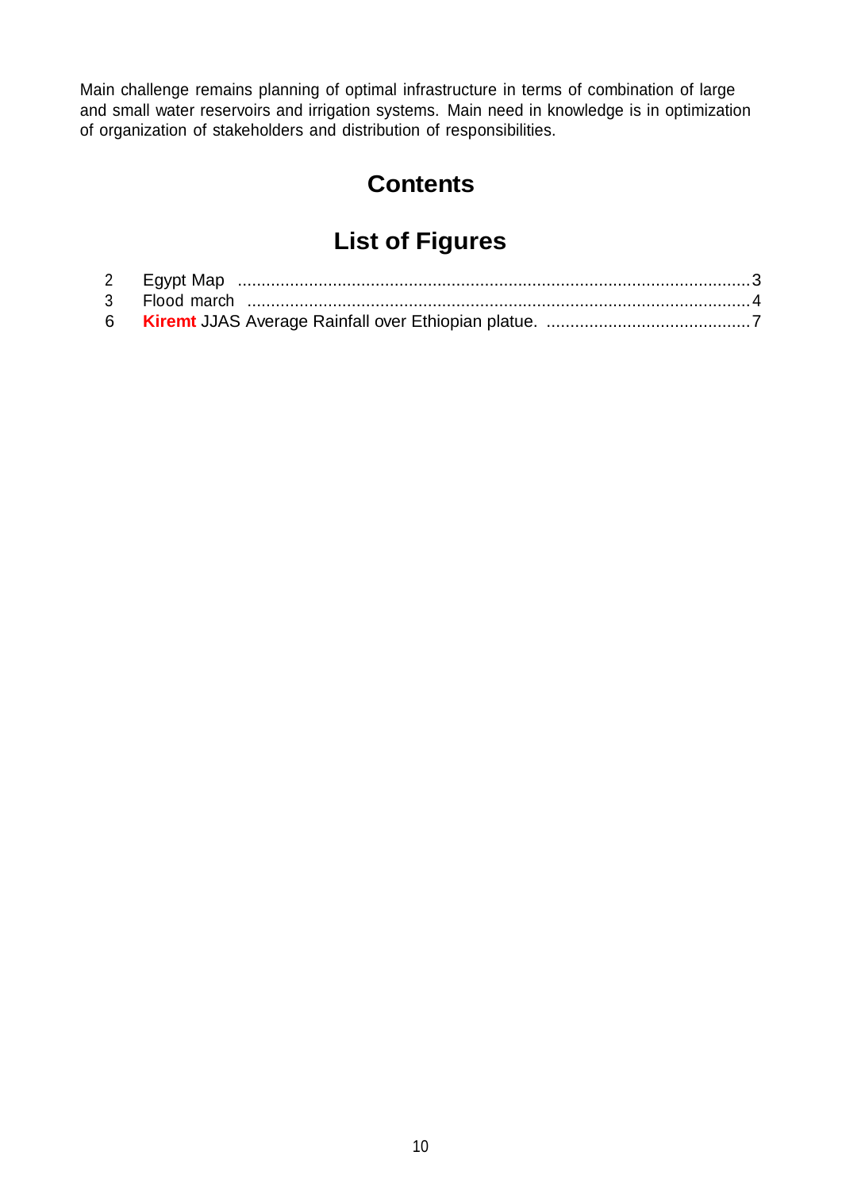Main challenge remains planning of optimal infrastructure in terms of combination of large and small water reservoirs and irrigation systems. Main need in knowledge is in optimization of organization of stakeholders and distribution of responsibilities.

# Contents

# List of Figures

2 Egypt Map ........................................................................................................3
3 Flood march .....................................................................................................4
6 **Kiremt** JJAS Average Rainfall over Ethiopian platue. ........................................7